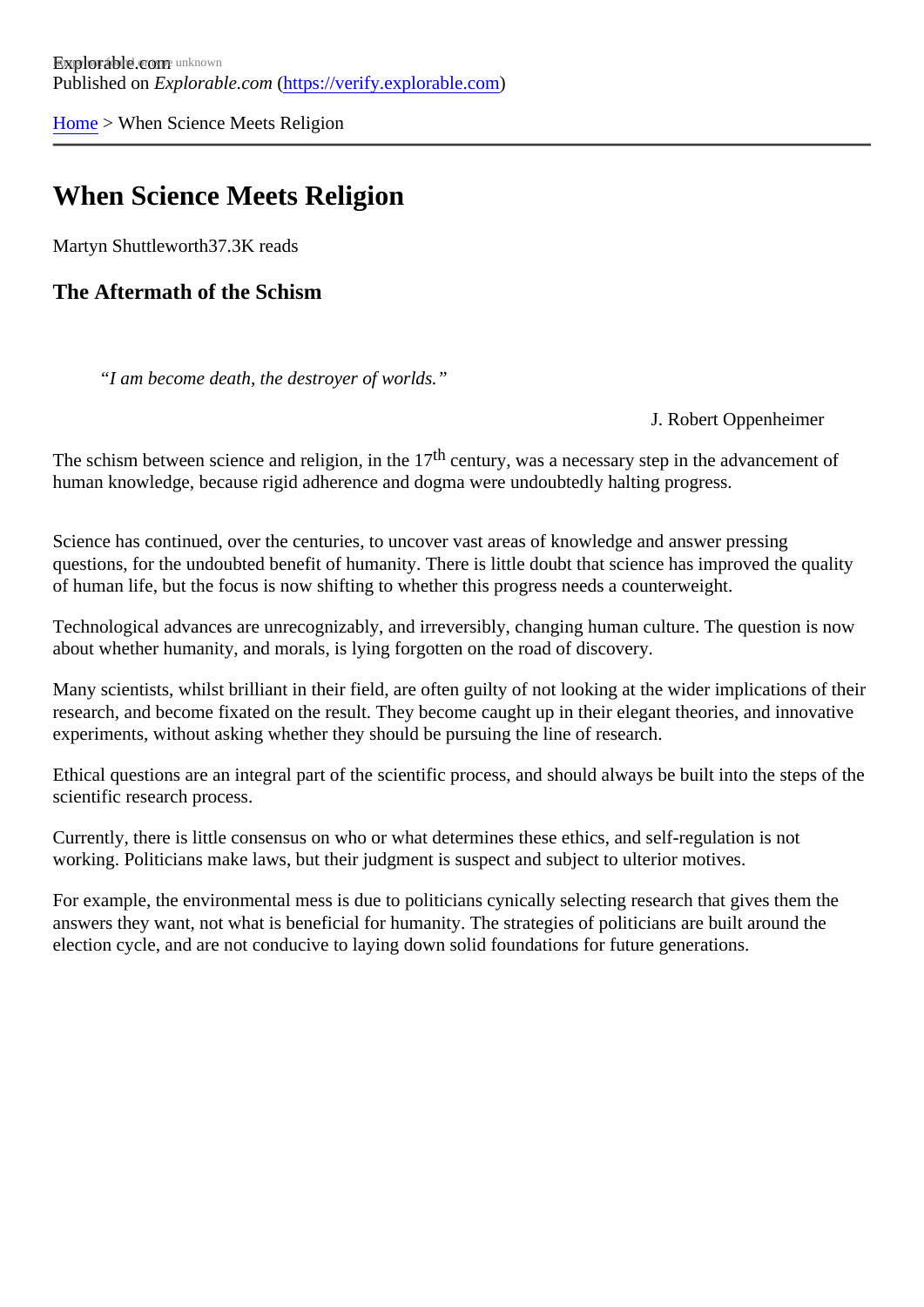Explorable.com
Published on *Explorable.com* (https://verify.explorable.com)

[Home](https://verify.explorable.com) > When Science Meets Religion

# When Science Meets Religion

Martyn Shuttleworth37.3K reads

## The Aftermath of the Schism

> *"I am become death, the destroyer of worlds."*
>
> J. Robert Oppenheimer

The schism between science and religion, in the 17th century, was a necessary step in the advancement of human knowledge, because rigid adherence and dogma were undoubtedly halting progress.

Science has continued, over the centuries, to uncover vast areas of knowledge and answer pressing questions, for the undoubted benefit of humanity. There is little doubt that science has improved the quality of human life, but the focus is now shifting to whether this progress needs a counterweight.

Technological advances are unrecognizably, and irreversibly, changing human culture. The question is now about whether humanity, and morals, is lying forgotten on the road of discovery.

Many scientists, whilst brilliant in their field, are often guilty of not looking at the wider implications of their research, and become fixated on the result. They become caught up in their elegant theories, and innovative experiments, without asking whether they should be pursuing the line of research.

Ethical questions are an integral part of the scientific process, and should always be built into the steps of the scientific research process.

Currently, there is little consensus on who or what determines these ethics, and self-regulation is not working. Politicians make laws, but their judgment is suspect and subject to ulterior motives.

For example, the environmental mess is due to politicians cynically selecting research that gives them the answers they want, not what is beneficial for humanity. The strategies of politicians are built around the election cycle, and are not conducive to laying down solid foundations for future generations.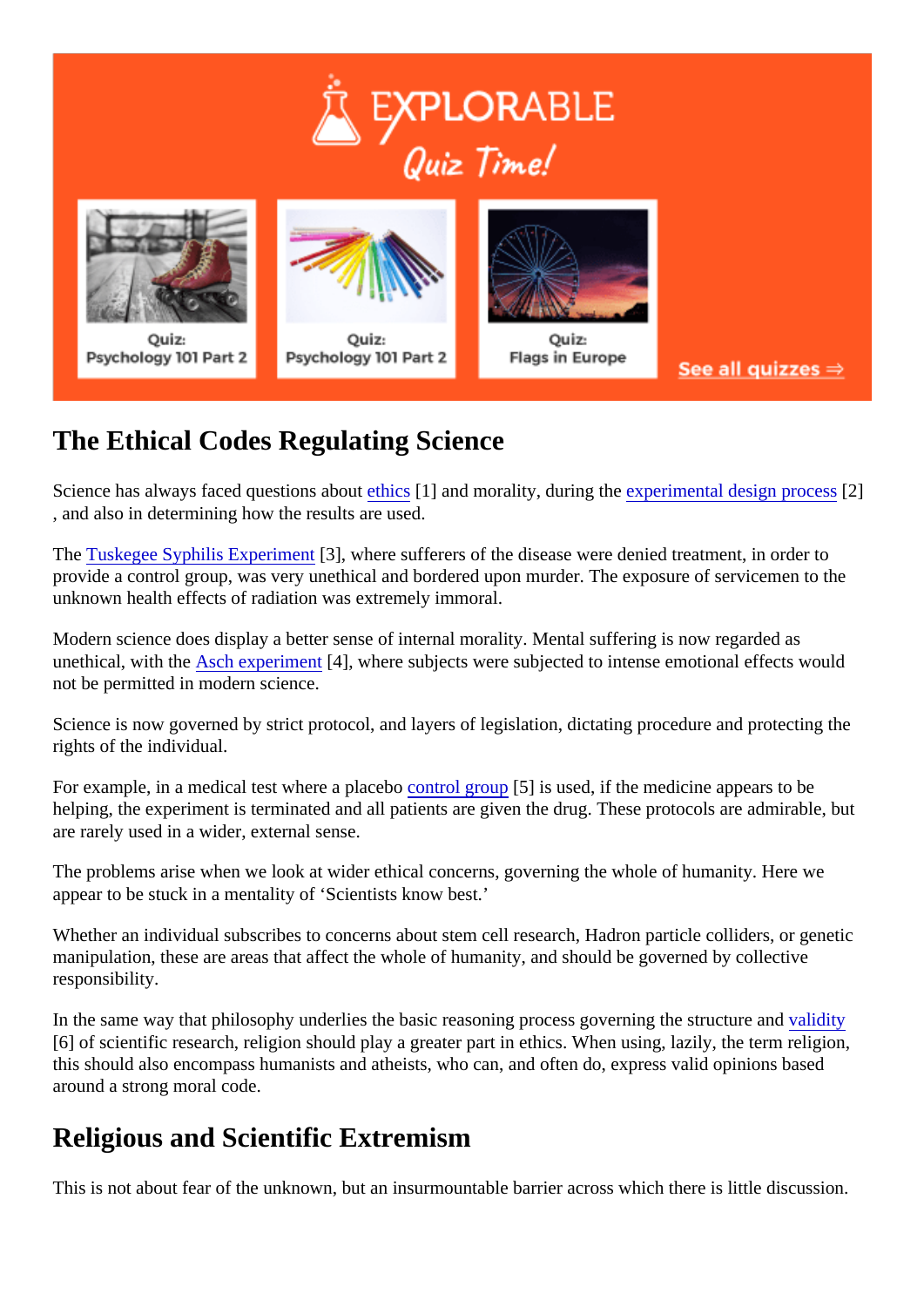## The Ethical Codes Regulating Science

Science has always faced questions about ethics [1] and morality, during the experimental design process [2], and also in determining how the results are used.

The Tuskegee Syphilis Experiment [3], where sufferers of the disease were denied treatment, in order to provide a control group, was very unethical and bordered upon murder. The exposure of servicemen to the unknown health effects of radiation was extremely immoral.

Modern science does display a better sense of internal morality. Mental suffering is now regarded as unethical, with the Asch experiment [4], where subjects were subjected to intense emotional effects would not be permitted in modern science.

Science is now governed by strict protocol, and layers of legislation, dictating procedure and protecting the rights of the individual.

For example, in a medical test where a placebo control group [5] is used, if the medicine appears to be helping, the experiment is terminated and all patients are given the drug. These protocols are admirable, but are rarely used in a wider, external sense.

The problems arise when we look at wider ethical concerns, governing the whole of humanity. Here we appear to be stuck in a mentality of 'Scientists know best.'

Whether an individual subscribes to concerns about stem cell research, Hadron particle colliders, or genetic manipulation, these are areas that affect the whole of humanity, and should be governed by collective responsibility.

In the same way that philosophy underlies the basic reasoning process governing the structure and validity [6] of scientific research, religion should play a greater part in ethics. When using, lazily, the term religion, this should also encompass humanists and atheists, who can, and often do, express valid opinions based around a strong moral code.

## Religious and Scientific Extremism

This is not about fear of the unknown, but an insurmountable barrier across which there is little discussion.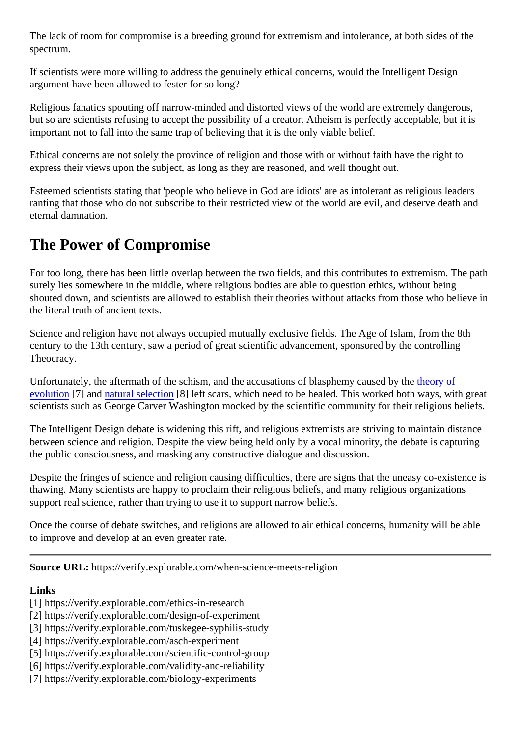The lack of room for compromise is a breeding ground for extremism and intolerance, at both sides of the spectrum.

If scientists were more willing to address the genuinely ethical concerns, would the Intelligent Design argument have been allowed to fester for so long?

Religious fanatics spouting off narrow-minded and distorted views of the world are extremely dangerous, but so are scientists refusing to accept the possibility of a creator. Atheism is perfectly acceptable, but it is important not to fall into the same trap of believing that it is the only viable belief.

Ethical concerns are not solely the province of religion and those with or without faith have the right to express their views upon the subject, as long as they are reasoned, and well thought out.

Esteemed scientists stating that 'people who believe in God are idiots' are as intolerant as religious leaders ranting that those who do not subscribe to their restricted view of the world are evil, and deserve death and eternal damnation.

## The Power of Compromise

For too long, there has been little overlap between the two fields, and this contributes to extremism. The path surely lies somewhere in the middle, where religious bodies are able to question ethics, without being shouted down, and scientists are allowed to establish their theories without attacks from those who believe in the literal truth of ancient texts.

Science and religion have not always occupied mutually exclusive fields. The Age of Islam, from the 8th century to the 13th century, saw a period of great scientific advancement, sponsored by the controlling Theocracy.

Unfortunately, the aftermath of the schism, and the accusations of blasphemy caused by the theory of evolution [7] and natural selection [8] left scars, which need to be healed. This worked both ways, with great scientists such as George Carver Washington mocked by the scientific community for their religious beliefs.

The Intelligent Design debate is widening this rift, and religious extremists are striving to maintain distance between science and religion. Despite the view being held only by a vocal minority, the debate is capturing the public consciousness, and masking any constructive dialogue and discussion.

Despite the fringes of science and religion causing difficulties, there are signs that the uneasy co-existence is thawing. Many scientists are happy to proclaim their religious beliefs, and many religious organizations support real science, rather than trying to use it to support narrow beliefs.

Once the course of debate switches, and religions are allowed to air ethical concerns, humanity will be able to improve and develop at an even greater rate.

---

**Source URL:** https://verify.explorable.com/when-science-meets-religion

**Links**
[1] https://verify.explorable.com/ethics-in-research
[2] https://verify.explorable.com/design-of-experiment
[3] https://verify.explorable.com/tuskegee-syphilis-study
[4] https://verify.explorable.com/asch-experiment
[5] https://verify.explorable.com/scientific-control-group
[6] https://verify.explorable.com/validity-and-reliability
[7] https://verify.explorable.com/biology-experiments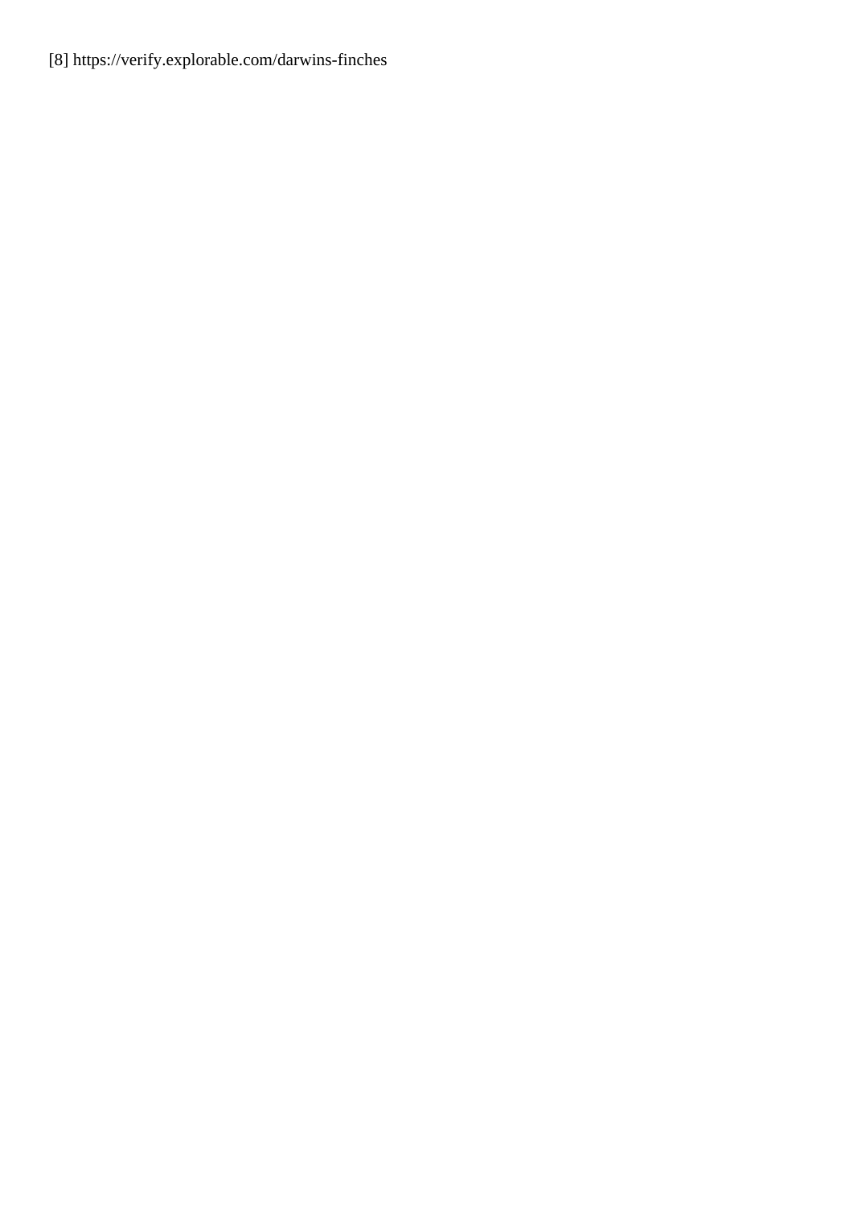[8] https://verify.explorable.com/darwins-finches